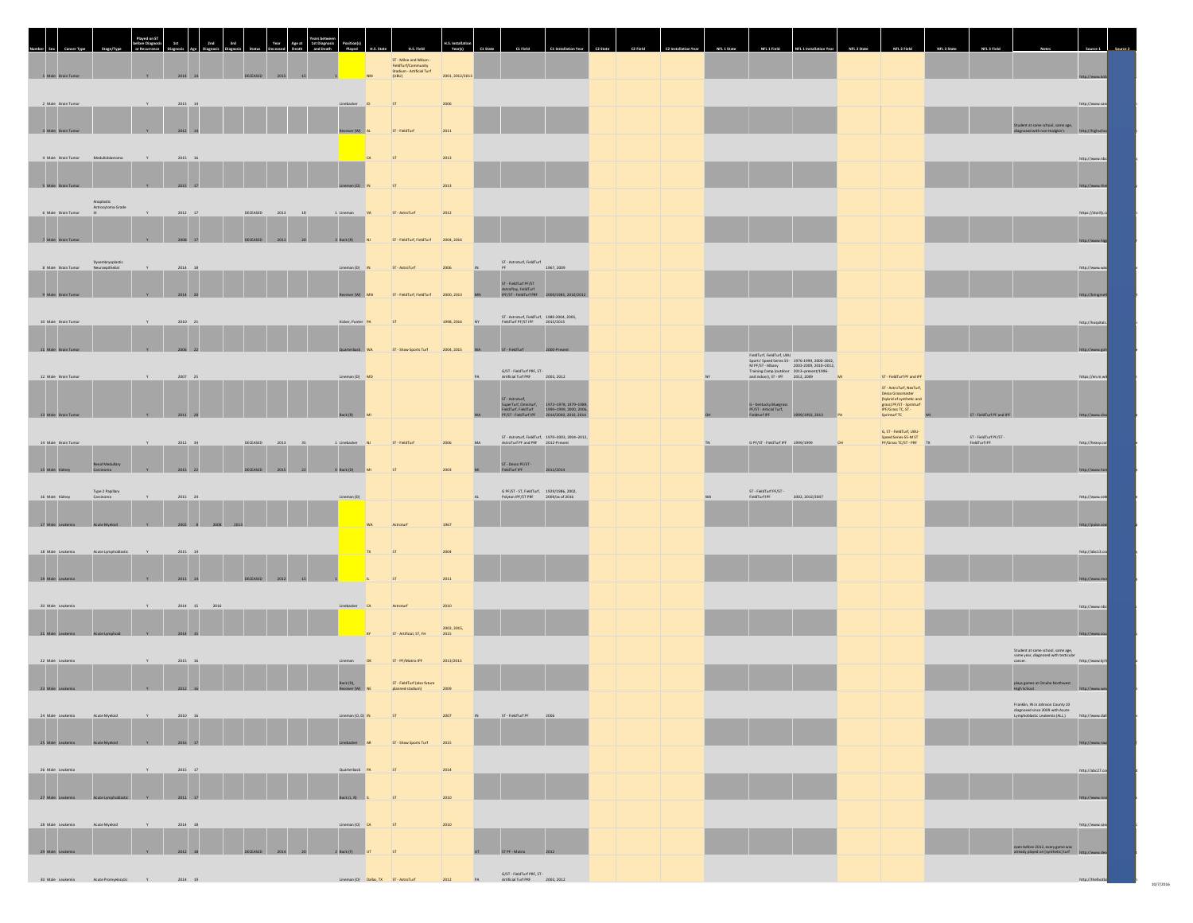| Number | Sex | Cancer Type | Stage/Type | Played on ST before Diagnosis or Recurrence | 1st Diagnosis | Age | 2nd Diagnosis | 3rd Diagnosis | Status | Year Deceased | Age at Death | Years between 1st Diagnosis and Death | Position(s) Played | H.S. State | H.S. Field | H.S. Installation Year(s) | C1 State | C1 Field | C1 Installation Year | C2 State | C2 Field | C2 Installation Year | NFL 1 State | NFL 1 Field | NFL 1 Installation Year | NFL 2 State | NFL 2 Field | NFL 3 State | NFL 3 Field | Notes | Source 1 | Source 2 |
|---|---|---|---|---|---|---|---|---|---|---|---|---|---|---|---|---|---|---|---|---|---|---|---|---|---|---|---|---|---|---|---|---|
| 1 | Male | Brain Tumor | | Y | 2014 | 14 | | | DECEASED | 2015 | 15 | 1 | | NM | ST - Milne and Wilson - FieldTurf/Community Stadium - Artificial Turf (UBU) | 2001, 2002/2013 | | | | | | | | | | | | | | | http://www.kob | |
| 2 | Male | Brain Tumor | | Y | 2013 | 14 | | | | | | | Linebacker | ID | ST | 2006 | | | | | | | | | | | | | | | http://www.sans | |
| 3 | Male | Brain Tumor | | Y | 2012 | 14 | | | | | | | Receiver (W) | AL | ST - FieldTurf | 2011 | | | | | | | | | | | | | | Student at same school, same age, diagnosed with non-Hodgkin's | http://highschoo | |
| 4 | Male | Brain Tumor | Medulloblastoma | Y | 2015 | 16 | | | | | | | | CA | ST | 2013 | | | | | | | | | | | | | | | http://www.nbc | |
| 5 | Male | Brain Tumor | | Y | 2015 | 17 | | | | | | | Lineman (O) | IN | ST | 2013 | | | | | | | | | | | | | | | http://www.the | |
| 6 | Male | Brain Tumor | Anaplastic Astrocytoma Grade III | Y | 2012 | 17 | | | DECEASED | 2013 | 18 | 1 | Lineman | VA | ST - AstroTurf | 2012 | | | | | | | | | | | | | | | https://storify.c | |
| 7 | Male | Brain Tumor | | Y | 2008 | 17 | | | DECEASED | 2011 | 20 | 3 | Back (R) | NJ | ST - FieldTurf, FieldTurf | 2004, 2006 | | | | | | | | | | | | | | | http://www.high | |
| 8 | Male | Brain Tumor | Dysembryoplastic Neuroepithelial | Y | 2014 | 18 | | | | | | | Lineman (O) | IN | ST - AstroTurf | 2006 | IN | ST - Astroturf, FieldTurf PF | 1967, 2009 | | | | | | | | | | | | http://www.wis | |
| 9 | Male | Brain Tumor | | Y | 2014 | 20 | | | | | | | Receiver (W) | MN | ST - FieldTurf, FieldTurf | 2000, 2013 | MN | ST - FieldTurf PF/ST AstroPlay, FieldTurf IPF/ST - FieldTurf PRF | 2009/1985, 2010/2012 | | | | | | | | | | | | http://bringmeth | |
| 10 | Male | Brain Tumor | | Y | 2010 | 21 | | | | | | | Kicker, Punter | PA | ST | 1998, 2016 | NY | ST - Astroturf, FieldTurf, FieldTurf PF/ST IPF | 1980-2004, 2005, 2011/2015 | | | | | | | | | | | | http://hospitals. | |
| 11 | Male | Brain Tumor | | Y | 2006 | 22 | | | | | | | Quarterback | WA | ST - Shaw Sports Turf | 2004, 2005 | WA | ST - FieldTurf | 2000-Present | | | | | | | | | | | | http://www.goh | |
| 12 | Male | Brain Tumor | | Y | 2007 | 25 | | | | | | | Lineman (O) | MD | | | PA | G/ST - FieldTurf PRF, ST - Artificial Turf PRF | 2003, 2012 | | | | NY | FieldTurf, FieldTurf, UBU Sports' Speed Series S5-M PF/ST - Albany Training Camp (outdoor and indoor), ST - IPF | 1976-1999, 2000-2002, 2003-2009, 2010-2012, 2013-present/1996-2012, 2009 | MI | ST - FieldTurf PF and IPF | | | | https://en.m.wik | |
| 13 | Male | Brain Tumor | | Y | 2011 | 28 | | | | | | | Back (R) | MI | | | MA | ST - Astroturf, SuperTurf, Omniturf, FieldTurf, FieldTurf PF/ST - FieldTurf IPF | 1972–1976, 1979–1989, 1990–1999, 2000, 2006, 2014/2000, 2010, 2014 | | | | OH | G - Kentucky Bluegrass PF/ST - Articial Turf, FieldTurf IPF | 1999/1992, 2013 | PA | ST - AstroTurf, NexTurf, Desso Grassmaster (hybrid of synthetic and grass) PF/ST - Sprinturf IPF/Grass TC, ST - Sprinturf TC | MI | ST - FieldTurf PF and IPF | | http://www.cbss | |
| 14 | Male | Brain Tumor | | Y | 2012 | 34 | | | DECEASED | 2013 | 35 | 1 | Linebacker | NJ | ST - FieldTurf | 2006 | MA | ST - Astroturf, FieldTurf, AstroTurf PF and PRF | 1970–2003, 2004–2012, 2012-Present | | | | TN | G PF/ST - FieldTurf IPF | 1999/1999 | OH | G, ST - FieldTurf, UBU-Speed Series S5-M ST PF/Grass TC/ST - PRF | TX | ST - FieldTurf PF/ST - FieldTurf IPF | | http://www.cbss | |
| 15 | Male | Kidney | Renal Medullary Carcinoma | Y | 2015 | 22 | | | DECEASED | 2015 | 22 | 0 | Back (D) | MI | ST | 2003 | MI | ST - Desso PF/ST - FieldTurf IPF | 2011/2014 | | | | | | | | | | | | http://www.frees | |
| 16 | Male | Kidney | Type 2 Papillary Carcinoma | Y | 2015 | 24 | | | | | | | Lineman (O) | | | | AL | G PF/ST - ST, FieldTurf, Polytan IPF/ST PRF | 1929/1986, 2002, 2009/as of 2016 | | | | WA | ST - FieldTurf PF/ST - FieldTurf IPF | 2002, 2012/2007 | | | | | | http://www.cole | |
| 17 | Male | Leukemia | Acute Myeloid | Y | 2002 | 8 | 2008 | 2013 | | | | | | WA | Astroturf | 1967 | | | | | | | | | | | | | | | http://yahoo.sp | |
| 18 | Male | Leukemia | Acute Lymphoblastic | Y | 2015 | 14 | | | | | | | | TX | ST | 2004 | | | | | | | | | | | | | | | http://abc13.co | |
| 19 | Male | Leukemia | | Y | 2011 | 14 | | | DECEASED | 2012 | 15 | 1 | | IL | ST | 2011 | | | | | | | | | | | | | | | http://www.mor | |
| 20 | Male | Leukemia | | Y | 2014 | 15 | 2016 | | | | | | Linebacker | CA | Astroturf | 2010 | | | | | | | | | | | | | | | http://www.nbc | |
| 21 | Male | Leukemia | Acute Lymphoid | Y | 2014 | 15 | | | | | | | | KY | ST - Artificial, ST, FH | 2002, 2005, 2015 | | | | | | | | | | | | | | | http://www.cou | |
| 22 | Male | Leukemia | | Y | 2015 | 16 | | | | | | | Lineman | OK | ST - PF/Matrix IPF | 2013/2013 | | | | | | | | | | | | | | Student at same school, same age, same year, diagnosed with testicular cancer. | http://www.kjrh | |
| 23 | Male | Leukemia | | Y | 2012 | 16 | | | | | | | Back (D), Receiver (W) | NE | ST - FieldTurf (also future planned stadium) | 2009 | | | | | | | | | | | | | | plays games at Omaha Northwest High School | http://www.wo | |
| 24 | Male | Leukemia | Acute Myeloid | Y | 2010 | 16 | | | | | | | Lineman (O, D) | IN | ST | 2007 | IN | ST - FieldTurf PF | 2006 | | | | | | | | | | | Franklin, IN in Johnson County 10 diagnosed since 2009 with Acute Lymphoblastic Leukemia (ALL.) | http://www.dail | |
| 25 | Male | Leukemia | Acute Myeloid | Y | 2016 | 17 | | | | | | | Linebacker | AR | ST - Shaw Sports Turf | 2015 | | | | | | | | | | | | | | | http://www.nwa | |
| 26 | Male | Leukemia | | Y | 2015 | 17 | | | | | | | Quarterback | PA | ST | 2014 | | | | | | | | | | | | | | | http://abc27.co | |
| 27 | Male | Leukemia | Acute Lymphoblastic | Y | 2011 | 17 | | | | | | | Back (L, R) | IL | ST | 2010 | | | | | | | | | | | | | | | http://www.reu | |
| 28 | Male | Leukemia | Acute Myeloid | Y | 2014 | 18 | | | | | | | Lineman (O) | CA | ST | 2010 | | | | | | | | | | | | | | | http://www.sain | |
| 29 | Male | Leukemia | | Y | 2012 | 18 | | | DECEASED | 2014 | 20 | 2 | Back (R) | UT | ST | | UT | ST PF - Matrix | 2012 | | | | | | | | | | | even before 2012, every game was already played on (synthetic) turf | http://www.des | |
| 30 | Male | Leukemia | Acute Promyelocytic | Y | 2014 | 19 | | | | | | | Lineman (O) | Dallas, TX | ST - AstroTurf | 2012 | PA | G/ST - FieldTurf PRF, ST - Artificial Turf PRF | 2003, 2012 | | | | | | | | | | | | http://thefootba | |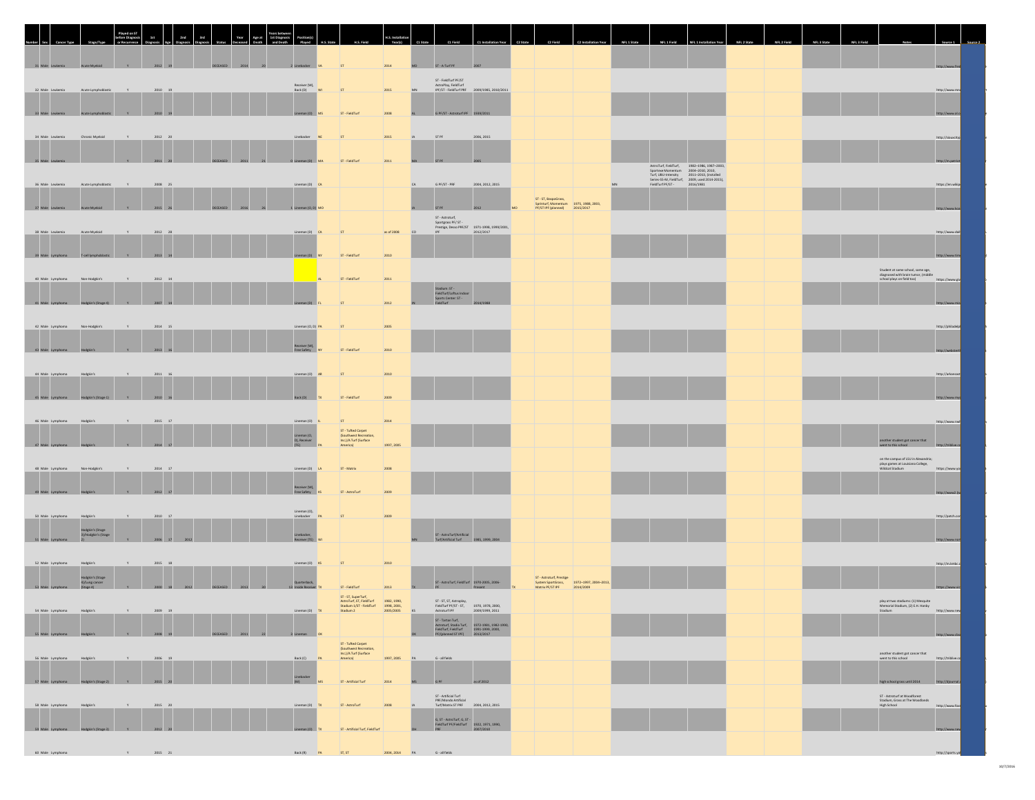| Number | Sex | Cancer Type | Stage/Type | Played on ST before Diagnosis or Recurrence | 1st Diagnosis | Age | 2nd Diagnosis | 3rd Diagnosis | Status | Year Deceased | Age at Death | Years between 1st Diagnosis and Death | Position(s) Played | H.S. State | H.S. Field | H.S. Installation Year(s) | C1 State | C1 Field | C1 Installation Year | C2 State | C2 Field | C2 Installation Year | NFL 1 State | NFL 1 Field | NFL 1 Installation Year | NFL 2 State | NFL 2 Field | NFL 3 State | NFL 3 Field | Notes | Source 1 | Source 2 |
|---|---|---|---|---|---|---|---|---|---|---|---|---|---|---|---|---|---|---|---|---|---|---|---|---|---|---|---|---|---|---|---|---|
| 31 | Male | Leukemia | Acute Myeloid | Y | 2012 | 19 | | | DECEASED | 2014 | 20 | 2 | Linebacker | VA | ST | 2014 | MO | ST - A-Turf PF | 2007 | | | | | | | | | | | | http://www.find | |
| 32 | Male | Leukemia | Acute Lymphoblastic | Y | 2010 | 19 | | | | | | | Receiver (W), Back (O) | WI | ST | 2015 | MN | ST - FieldTurf PF/ST AstroPlay, FieldTurf PF/ST - FieldTurf PRF | 2009/1985, 2010/2011 | | | | | | | | | | | | http://www.mnd | |
| 33 | Male | Leukemia | Acute Lymphoblastic | Y | 2010 | 19 | | | | | | | Lineman (O) | MS | ST - FieldTurf | 2008 | AL | G PF/ST - Astroturf PF | 1939/2011 | | | | | | | | | | | | http://www.al.c | |
| 34 | Male | Leukemia | Chronic Myeloid | Y | 2012 | 20 | | | | | | | Linebacker | NE | ST | 2015 | IA | ST PF | 2006, 2015 | | | | | | | | | | | | http://siouxcity | |
| 35 | Male | Leukemia | | Y | 2011 | 20 | | | DECEASED | 2011 | 21 | 0 | Lineman (D) | MA | ST - FieldTurf | 2011 | MA | ST PF | 2005 | | | | | | | | | | | | http://m.patriot | |
| 36 | Male | Leukemia | Acute Lymphoblastic | Y | 2008 | 25 | | | | | | | Lineman (O) | CA | | | CA | G PF/ST - PRF | 2004, 2012, 2015 | | | | MN | AstroTurf, FieldTurf, Sportexe Momentum Turf, UBU-Intensity Series-S5-M, FieldTurf, FieldTurf PF/ST - | 1982–1986, 1987–2003, 2004–2010, 2010, 2011–2013, (installed 2009, used 2014-2015), 2016/1981 | | | | | | https://en.wikipe | |
| 37 | Male | Leukemia | Acute Myeloid | Y | 2015 | 26 | | | DECEASED | 2016 | 26 | 1 | Lineman (O, D) | MO | | | IA | ST PF | 2012 | MO | ST - ST, XtespoGrass, Sprinturf, Momentum PF/ST-PF (planned) | 1975, 1988, 2003, 2013/2017 | | | | | | | | | http://www.kou | |
| 38 | Male | Leukemia | Acute Myeloid | Y | 2012 | 28 | | | | | | | Lineman (O) | CA | ST | as of 2008 | CO | ST - Astroturf, Sportgrass PF/ST - Prestige, Desso PRF/ST PF | 1971-1998, 1999/2001, 2012/2017 | | | | | | | | | | | | http://www.dail | |
| 39 | Male | Lymphoma | T-cell lymphoblastic | Y | 2013 | 14 | | | | | | | Lineman (O) | NY | ST - FieldTurf | 2010 | | | | | | | | | | | | | | | http://www.tim | |
| 40 | Male | Lymphoma | Non-Hodgkin's | Y | 2012 | 14 | | | | | | | | AL | ST - FieldTurf | 2011 | | | | | | | | | | | | | | Student at same school, same age, diagnosed with brain tumor, (middle school plays on field too) | https://www.giv | |
| 41 | Male | Lymphoma | Hodgkin's (Stage 4) | Y | 2007 | 14 | | | | | | | Lineman (D) | FL | ST | 2012 | IN | Stadium: ST - FieldTurf/Loftus Indoor Sports Center: ST - FieldTurf | 2014/1988 | | | | | | | | | | | | http://www.nsc | |
| 42 | Male | Lymphoma | Non-Hodgkin's | Y | 2014 | 15 | | | | | | | Lineman (O, D) | PA | ST | 2005 | | | | | | | | | | | | | | | http://philadelp | |
| 43 | Male | Lymphoma | Hodgkin's | Y | 2013 | 16 | | | | | | | Receiver (W), Free Safety | NY | ST - FieldTurf | 2010 | | | | | | | | | | | | | | | http://webstert | |
| 44 | Male | Lymphoma | Hodgkin's | Y | 2011 | 16 | | | | | | | Lineman (O) | AR | ST | 2010 | | | | | | | | | | | | | | | http://arkansas | |
| 45 | Male | Lymphoma | Hodgkin's (Stage 1) | Y | 2010 | 16 | | | | | | | Back (O) | TX | ST - FieldTurf | 2009 | | | | | | | | | | | | | | | http://www.mvs | |
| 46 | Male | Lymphoma | Hodgkin's | Y | 2015 | 17 | | | | | | | Lineman (O) | IL | ST | 2014 | | | | | | | | | | | | | | | http://www.swi | |
| 47 | Male | Lymphoma | Hodgkin's | Y | 2014 | 17 | | | | | | | Lineman (O, D), Receiver (TE) | PA | ST - Tufted Carpet (Southwest Recreation, Inc.)/A-Turf (Surface America) | 1997, 2005 | | | | | | | | | | | | | | another student got cancer that went to this school | http://triblive.co | |
| 48 | Male | Lymphoma | Non-Hodgkin's | Y | 2014 | 17 | | | | | | | Lineman (O) | LA | ST - Matrix | 2008 | | | | | | | | | | | | | | on the campus of LSU in Alexandria; plays games at Louisiana College, Wildcat Stadium | https://www.yo | |
| 49 | Male | Lymphoma | Hodgkin's | Y | 2012 | 17 | | | | | | | Receiver (W), Free Safety | KS | ST - AstroTurf | 2009 | | | | | | | | | | | | | | | http://www2.ljw | |
| 50 | Male | Lymphoma | Hodgkin's | Y | 2010 | 17 | | | | | | | Lineman (O), Linebacker | PA | ST | 2009 | | | | | | | | | | | | | | | http://patch.com | |
| 51 | Male | Lymphoma | Hodgkin's (Stage 3)/Hodgkin's (Stage 2) | Y | 2006 | 17 | 2012 | | | | | | Linebacker, Receiver (TE) | WI | | | MN | ST - AstroTurf/Artificial Turf/Artificial Turf | 1985, 1999, 2004 | | | | | | | | | | | | http://www.reh | |
| 52 | Male | Lymphoma | Hodgkin's | Y | 2015 | 18 | | | | | | | Lineman (O) | KS | ST | 2010 | | | | | | | | | | | | | | | http://m.smkc.c | |
| 53 | Male | Lymphoma | Hodgkin's (Stage 4)/Lung cancer (Stage 4) | Y | 2000 | 18 | 2012 | | DECEASED | 2013 | 30 | 13 | Quarterback, Inside Receiver | TX | ST - FieldTurf | 2013 | TX | ST - AstroTurf, FieldTurf PF | 1970-2005, 2006-Present | TX | ST - Astroturf, Prestige System SportGrass, Matrix PF/ST-PF | 1972–1997, 2004–2013, 2014/2009 | | | | | | | | | https://www.sic | |
| 54 | Male | Lymphoma | Hodgkin's | Y | 2009 | 19 | | | | | | | Lineman (O) | TX | ST - ST, SuperTurf, AstroTurf, ST, FieldTurf Stadium 1/ST - FieldTurf Stadium 2 | 1982, 1990, 1996, 2001, 2005/2005 | KS | ST - ST, ST, Astroplay, FieldTurf PF/ST - ST, AstroTurf PF | 1970, 1978, 2000, 2009/1999, 2011 | | | | | | | | | | | play at two stadiums: (1) Mesquite Memorial Stadium, (2) E.H. Hanby Stadium | http://www.new | |
| 55 | Male | Lymphoma | Hodgkin's | Y | 2008 | 19 | | | DECEASED | 2011 | 22 | 3 | Lineman | OK | | | OK | ST - Tartan Turf, Astroturf, Stadia Turf, FieldTurf, FieldTurf PF/planned ST (PF) | 1972-1981, 1982-1990, 1991-1999, 2000, 2013/2017 | | | | | | | | | | | | http://www.cha | |
| 56 | Male | Lymphoma | Hodgkin's | Y | 2006 | 19 | | | | | | | Back (O) | PA | ST - Tufted Carpet (Southwest Recreation, Inc.)/A-Turf (Surface America) | 1997, 2005 | PA | G - all fields | | | | | | | | | | | | another student got cancer that went to this school | http://triblive.co | |
| 57 | Male | Lymphoma | Hodgkin's (Stage 2) | Y | 2015 | 20 | | | | | | | Linebacker (M) | MS | ST - Artificial Turf | 2014 | MS | G PF | as of 2012 | | | | | | | | | | | High school grass until 2014 | http://djournal. | |
| 58 | Male | Lymphoma | Hodgkin's | Y | 2015 | 20 | | | | | | | Lineman (O) | TX | ST - AstroTurf | 2008 | IA | ST - Artificial Turf PRF/Mondo Artificial Turf/Matrix ST PRF | 2004, 2012, 2015 | | | | | | | | | | | ST - Astroturf at Woodforest Stadium, Grass at The Woodlands High School | http://www.foo | |
| 59 | Male | Lymphoma | Hodgkin's (Stage 3) | Y | 2012 | 20 | | | | | | | Lineman (O) | TX | ST - Artificial Turf, FieldTurf | | OH | G, ST - AstroTurf, G, ST - FieldTurf PF/FieldTurf PRF | 1922, 1971, 1990, 2007/2010 | | | | | | | | | | | | http://www.new | |
| 60 | Male | Lymphoma | | Y | 2015 | 21 | | | | | | | Back (R) | PA | ST, ST | 2004, 2014 | PA | G - all fields | | | | | | | | | | | | | http://sports.ya | |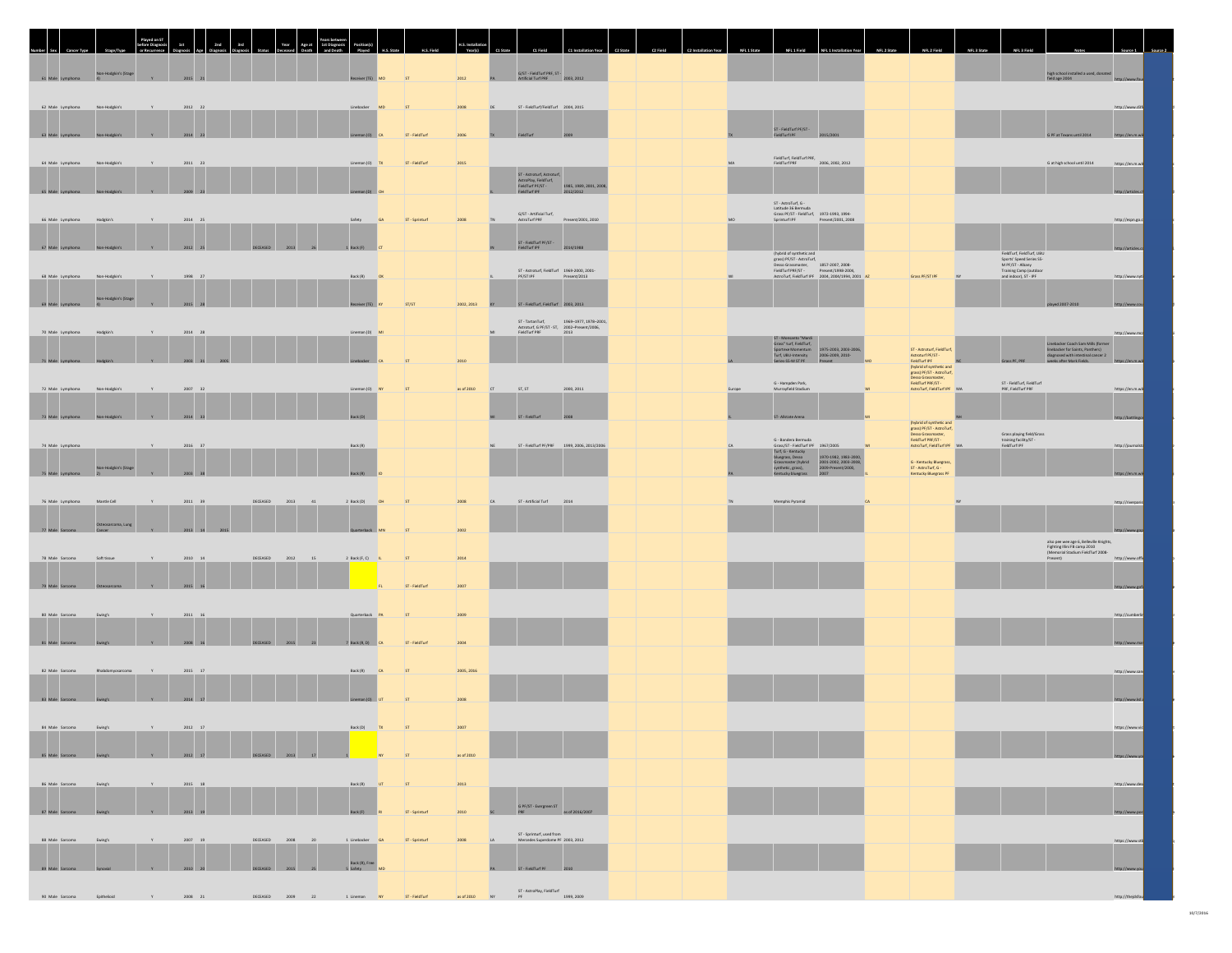| Number | Sex | Cancer Type | Stage/Type | Played on ST before Diagnosis or Recurrence | 1st Diagnosis | Age | 2nd Diagnosis | 3rd Diagnosis | Status | Year Deceased | Age at Death | Years between 1st Diagnosis and Death | Position(s) Played | H.S. State | H.S. Field | H.S. Installation Year(s) | C1 State | C1 Field | C1 Installation Year | C2 State | C2 Field | C2 Installation Year | NFL 1 State | NFL 1 Field | NFL 1 Installation Year | NFL 2 State | NFL 2 Field | NFL 3 State | NFL 3 Field | Notes | Source 1 | Source 2 |
|---|---|---|---|---|---|---|---|---|---|---|---|---|---|---|---|---|---|---|---|---|---|---|---|---|---|---|---|---|---|---|---|---|
| 61 | Male | Lymphoma | Non-Hodgkin's (Stage II) | Y | 2015 | 21 | | | | | | | Receiver (TE) | MO | ST | 2012 | PA | G/ST - FieldTurf PRF, ST - Artificial Turf PRF | 2003, 2012 | | | | | | | | | | | High school installed a used, donated field ago 2004 | http://www.fox | |
| 62 | Male | Lymphoma | Non-Hodgkin's | Y | 2012 | 22 | | | | | | | Linebacker | MD | ST | 2008 | OK | ST - FieldTurf/FieldTurf | 2004, 2015 | | | | | | | | | | | | http://www.ctth | |
| 63 | Male | Lymphoma | Non-Hodgkin's | Y | 2014 | 23 | | | | | | | Lineman (O) | CA | ST - FieldTurf | 2006 | TX | FieldTurf | 2009 | | | | TX | ST - FieldTurf PF/ST - FieldTurf IPF | 2015/2001 | | | | | G PF at Texans until 2014 | https://en.m.wi | |
| 64 | Male | Lymphoma | Non-Hodgkin's | Y | 2011 | 23 | | | | | | | Lineman (O) | TX | ST - FieldTurf | 2015 | | | | | | | MA | FieldTurf, FieldTurf PRF, FieldTurf IPRF | 2006, 2002, 2012 | | | | | G at high school until 2014 | https://en.m.wi | |
| 65 | Male | Lymphoma | Non-Hodgkin's | Y | 2009 | 23 | | | | | | | Lineman (D) | OH | | | IL | ST - Astroturf, Astroturf, AstroPlay, FieldTurf, FieldTurf PF/ST - FieldTurf IPF | 1985, 1999, 2001, 2008, 2012/2012 | | | | | | | | | | | | http://articles.c | |
| 66 | Male | Lymphoma | Hodgkin's | Y | 2014 | 25 | | | | | | | Safety | GA | ST - Sprinturf | 2008 | TN | G/ST - Artificial Turf, AstroTurf PRF | Present/2001, 2010 | | | | MO | ST - AstroTurf, G - Latitude 36 Bermuda Grass PF/ST - FieldTurf, Sprinturf IPF | 1972-1993, 1994-Present/2001, 2008 | | | | | | http://espn.go.c | |
| 67 | Male | Lymphoma | Non-Hodgkin's | Y | 2012 | 25 | | | DECEASED | 2013 | 26 | 1 | Back (F) | CT | | | PA | ST - FieldTurf PF/ST - FieldTurf IPF | 2014/1988 | | | | | | | | | | | | http://articles.c | |
| 68 | Male | Lymphoma | Non-Hodgkin's | Y | 1998 | 27 | | | | | | | Back (R) | OK | | | IL | ST - Astroturf, FieldTurf FF/ST IPF | 1969-2000, 2001-Present/2013 | | | | WI | (hybrid of synthetic and grass) PF/ST - AstroTurf, Desso Grassmaster, FieldTurf PRF/ST - AstroTurf, FieldTurf IPF | 1857-2007, 2008-Present/1998-2006, 2004, 2004/1994, 2001 | AZ | Grass PF/ST IPF | NY | FieldTurf, FieldTurf, UBU Sports' Speed Series S5-M PF/ST - Albany Training Camp (outdoor and indoor), ST - IPF | | http://www.nati | |
| 69 | Male | Lymphoma | Non-Hodgkin's (Stage II) | Y | 2015 | 28 | | | | | | | Receiver (TE) | KY | ST/ST | 2002, 2013 | KY | ST - FieldTurf, FieldTurf | 2003, 2013 | | | | | | | | | | | played 2007-2010 | http://www.cou | |
| 70 | Male | Lymphoma | Hodgkin's | Y | 2014 | 28 | | | | | | | Lineman (O) | MI | | | MI | ST - Tartan Turf, Astroturf, G PF/ST - ST, FieldTurf PRF | 1969–1977, 1978–2001, 2002–Present/2006, 2013 | | | | | | | | | | | | http://www.mo | |
| 71 | Male | Lymphoma | Hodgkin's | Y | 2003 | 31 | 2005 | | | | | | Linebacker | CA | ST | 2010 | | | | | | | LA | ST - Monsanto "Mardi Grass" turf, FieldTurf, Sportexe Momentum Turf, UBU-Intensity Series-S5-M ST PF | 1975-2003, 2003-2006, 2006-2009, 2010-Present | MO | ST - Astroturf, FieldTurf, Astroturf PF/ST - FieldTurf IPF | NC | Grass PF, PRF | Linebacker Coach Sam Mills (former linebacker for Saints, Panthers) diagnosed with intestinal cancer 2 weeks after Mark Fields. | https://en.m.wi | |
| 72 | Male | Lymphoma | Non-Hodgkin's | Y | 2007 | 32 | | | | | | | Lineman (O) | NY | ST | as of 2010 | CT | ST, ST | 2000, 2011 | | | | Europe | G - Hampden Park, Murrayfield Stadium | | WI | (hybrid of synthetic and grass) PF/ST - AstroTurf, Desso Grassmaster, FieldTurf PRF/ST - AstroTurf, FieldTurf IPF | WA | ST - FieldTurf, FieldTurf PRF, FieldTurf PRF | | https://en.m.wi | |
| 73 | Male | Lymphoma | Non-Hodgkin's | Y | 2014 | 33 | | | | | | | Back (D) | | | | WI | ST - FieldTurf | 2008 | | | | IL | ST - Allstate Arena | | MI | | NH | | | http://battlegr | |
| 74 | Male | Lymphoma | | Y | 2016 | 37 | | | | | | | Back (R) | | | | NE | ST - FieldTurf PF/PRF | 1999, 2006, 2013/2006 | | | | CA | G - Bandera Bermuda Grass/ST - FieldTurf IPF | 1967/2005 | WI | (hybrid of synthetic and grass) PF/ST - AstroTurf, Desso Grassmaster, FieldTurf PRF/ST - AstroTurf, FieldTurf IPF | WA | Grass playing field/Grass training facility/ST - FieldTurf IPF | | http://journals | |
| 75 | Male | Lymphoma | Non-Hodgkin's (Stage 2) | Y | 2003 | 38 | | | | | | | Back (R) | ID | | | | | | | | | PA | Turf, G - Kentucky Bluegrass, Desso Grassmaster (hybrid synthetic, grass), Kentucky Bluegrass | 1970-1982, 1983-2000, 2001-2002, 2003-2008, 2009-Present/2000, 2007 | IL | G - Kentucky Bluegrass, ST - AstroTurf, G - Kentucky Bluegrass PF | | | | https://en.m.wi | |
| 76 | Male | Lymphoma | Mantle Cell | Y | 2011 | 39 | | | DECEASED | 2013 | 41 | 2 | Back (D) | OH | ST | 2008 | CA | ST - Artificial Turf | 2014 | | | | TN | Memphis Pyramid | | CA | | NY | | | http://riverpans | |
| 77 | Male | Sarcoma | Osteosarcoma, Lung Cancer | Y | 2013 | 14 | 2015 | | | | | | Quarterback | MN | ST | 2002 | | | | | | | | | | | | | | | http://www.gaz | |
| 78 | Male | Sarcoma | Soft tissue | Y | 2010 | 13 | | | DECEASED | 2012 | 15 | 2 | Back (F, C) | IL | ST | 2014 | | | | | | | | | | | | | | also pee wee age 6, Belleville Knights, Fighting Illini FB camp 2010 (Memorial Stadium FieldTurf 2008-Present) | http://www.offi | |
| 79 | Male | Sarcoma | Osteosarcoma | Y | 2015 | 16 | | | | | | | | FL | ST - FieldTurf | 2007 | | | | | | | | | | | | | | | http://www.gaf | |
| 80 | Male | Sarcoma | Ewing's | Y | 2011 | 16 | | | | | | | Quarterback | PA | ST | 2009 | | | | | | | | | | | | | | | http://cumberlin | |
| 81 | Male | Sarcoma | Ewing's | Y | 2008 | 16 | | | DECEASED | 2015 | 23 | 7 | Back (R, D) | CA | ST - FieldTurf | 2004 | | | | | | | | | | | | | | | http://www.mer | |
| 82 | Male | Sarcoma | Rhabdomyosarcoma | Y | 2015 | 17 | | | | | | | Back (R) | CA | ST | 2005, 2016 | | | | | | | | | | | | | | | http://www.sea | |
| 83 | Male | Sarcoma | Ewing's | Y | 2014 | 17 | | | | | | | Lineman (O) | UT | ST | 2008 | | | | | | | | | | | | | | | http://www.ksl. | |
| 84 | Male | Sarcoma | Ewing's | Y | 2012 | 17 | | | | | | | Back (D) | TX | ST | 2007 | | | | | | | | | | | | | | | https://www.vic | |
| 85 | Male | Sarcoma | Ewing's | Y | 2012 | 17 | | | DECEASED | 2013 | 17 | 1 | | NY | ST | as of 2010 | | | | | | | | | | | | | | | https://www.yo | |
| 86 | Male | Sarcoma | Ewing's | Y | 2015 | 18 | | | | | | | Back (R) | UT | ST | 2013 | | | | | | | | | | | | | | | http://www.des | |
| 87 | Male | Sarcoma | Ewing's | Y | 2013 | 19 | | | | | | | Back (R) | RI | ST - Sprinturf | 2010 | SC | G PF/ST - Evergreen ST PRF | as of 2016/2007 | | | | | | | | | | | | http://www.pos | |
| 88 | Male | Sarcoma | Ewing's | Y | 2007 | 19 | | | DECEASED | 2008 | 20 | 1 | Linebacker | GA | ST - Sprinturf | 2008 | LA | ST - Sprinturf, used from Mercedes Superdome PF | 2003, 2012 | | | | | | | | | | | | https://www.sta | |
| 89 | Male | Sarcoma | Synovial | Y | 2010 | 20 | | | DECEASED | 2015 | 25 | 5 | Back (R), Free Safety | MD | | | PA | ST - FieldTurf PF | 2010 | | | | | | | | | | | | http://www.sna | |
| 90 | Male | Sarcoma | Epithelioid | Y | 2008 | 21 | | | DECEASED | 2009 | 22 | 1 | Lineman | NY | ST - FieldTurf | as of 2010 | NY | ST - AstroPlay, FieldTurf PF | 1999, 2009 | | | | | | | | | | | | http://thejidfou | |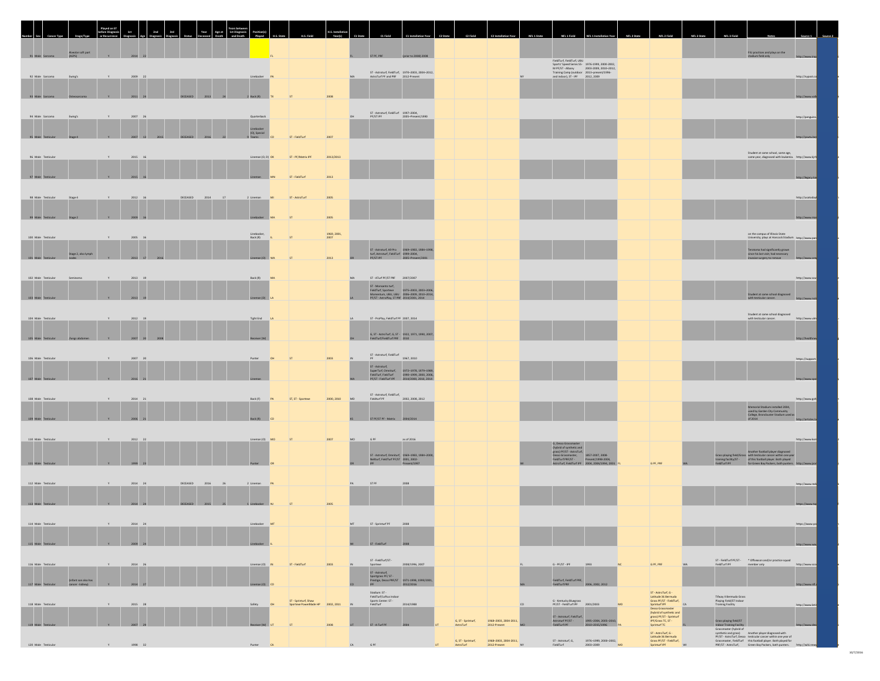| Number | Sex | Cancer Type | Stage/Type | Played on ST before Diagnosis or Recurrence | 1st Diagnosis | Age | 2nd Diagnosis | 3rd Diagnosis | Status | Year Deceased | Age at Death | Years between 1st Diagnosis and Death | Position(s) Played | H.S. State | H.S. Field | H.S. Installation Year(s) | C1 State | C1 Field | C1 Installation Year | C2 State | C2 Field | C2 Installation Year | NFL 1 State | NFL 1 Field | NFL 1 Installation Year | NFL 2 State | NFL 2 Field | NFL 3 State | NFL 3 Field | Notes | Source 1 | Source 2 |
|---|---|---|---|---|---|---|---|---|---|---|---|---|---|---|---|---|---|---|---|---|---|---|---|---|---|---|---|---|---|---|---|---|
| 91 | Male | Sarcoma | Alveolar soft part (ASPS) | Y | 2014 | 22 | | | | | | | | FL | | | FL | ST PF, PRF | (prior to 2008) 2008 | | | | | | | | | | | FIU practices and plays on the stadium field only | http://www.miam | |
| 92 | Male | Sarcoma | Ewing's | Y | 2009 | 22 | | | | | | | Linebacker | PA | | | MA | ST - Astroturf, FieldTurf, AstroTurf PF and PRF | 1970–2003, 2004–2012, 2012-Present | | | | NY | FieldTurf, FieldTurf, UBU Sports' Speed Series S5-M PF/ST - Albany Training Camp (outdoor and indoor), ST - IPF | 1976-1999, 2000-2002, 2003-2009, 2010-2012, 2012-present/1996-2012, 2009 | | | | | | http://sypost.co | |
| 93 | Male | Sarcoma | Osteosarcoma | Y | 2011 | 24 | | | DECEASED | 2013 | 24 | 2 | Back (R) | TX | ST | 2008 | | | | | | | | | | | | | | | http://www.solo | |
| 94 | Male | Sarcoma | Ewing's | Y | 2007 | 26 | | | | | | | Quarterback | | | | OH | ST - Astroturf, FieldTurf PF/ST IPF | 1997–2004, 2005–Present/1990 | | | | | | | | | | | | http://penguins. | |
| 95 | Male | Testicular | Stage 4 | Y | 2007 | 13 | 2015 | | DECEASED | 2016 | 22 | 9 | Linebacker (O), Special Teams | CO | ST - FieldTurf | 2007 | | | | | | | | | | | | | | | http://youtu.be/ | |
| 96 | Male | Testicular | | Y | 2015 | 16 | | | | | | | Lineman (O, D) | OK | ST - PF/Matrix IPF | 2013/2013 | | | | | | | | | | | | | | Student at same school, same age, same year, diagnosed with leukemia. | http://www.kjrh | |
| 97 | Male | Testicular | | Y | 2015 | 16 | | | | | | | Lineman | MN | ST - FieldTurf | 2013 | | | | | | | | | | | | | | | http://legacy.co | |
| 98 | Male | Testicular | Stage 4 | Y | 2012 | 16 | | | DECEASED | 2014 | 17 | 2 | Lineman | MI | ST - AstroTurf | 2005 | | | | | | | | | | | | | | | http://usatoday | |
| 99 | Male | Testicular | Stage 2 | Y | 2009 | 16 | | | | | | | Linebacker | MA | ST | 2005 | | | | | | | | | | | | | | | http://www.mas | |
| 100 | Male | Testicular | | Y | 2005 | 16 | | | | | | | Linebacker, Back (R) | IL | ST | 1969, 2001, 2007 | | | | | | | | | | | | | | on the campus of Illinois State University, plays at Hancock Stadium | http://www.pan | |
| 101 | Male | Testicular | Stage 2, also lymph nodes | Y | 2013 | 17 | 2016 | | | | | | Lineman (O) | WA | ST | 2013 | OR | ST - Astroturf, All-Pro turf, Astroturf, FieldTurf PF/ST IPF | 1969–1983, 1984–1998, 1999–2004, 2005–Present/2001 | | | | | | | | | | | Teratoma had significantly grown since his last visit; had necessary invasive surgery to remove | http://www.oreg | |
| 102 | Male | Testicular | Seminoma | Y | 2013 | 19 | | | | | | | Back (R) | MA | | | MA | ST - ATurf PF/ST PRF | 2007/2007 | | | | | | | | | | | | http://www.sout | |
| 103 | Male | Testicular | | Y | 2013 | 19 | | | | | | | Lineman (D) | LA | | | LA | ST - Monsanto turf, FieldTurf, Sportexe Momentum, UBU, UBU PF/ST - AstroPlay, ST PRF | 1975–2001, 2003–2006, 2006–2009, 2010–2014, 2014/2001, 2014 | | | | | | | | | | | Student at same school diagnosed with testicular cancer. | http://www.nola | |
| 104 | Male | Testicular | | Y | 2012 | 19 | | | | | | | Tight End | LA | | | LA | ST - ProPlay, FieldTurf PF | 2007, 2014 | | | | | | | | | | | Student at same school diagnosed with testicular cancer. | http://www.ulm | |
| 105 | Male | Testicular | Fungo abdomen | Y | 2007 | 20 | 2008 | | | | | | Receiver (W) | | | | OH | G, ST - AstroTurf, G, ST - FieldTurf/FieldTurf PRF | 1922, 1971, 1990, 2007, 2010 | | | | | | | | | | | | http://heathnew | |
| 106 | Male | Testicular | | Y | 2007 | 20 | | | | | | | Punter | OH | ST | 2003 | IN | ST - Astroturf, FieldTurf PF | 1967, 2010 | | | | | | | | | | | | https://support | |
| 107 | Male | Testicular | | Y | 2016 | 21 | | | | | | | Lineman | | | | MA | ST - Astroturf, SuperTurf, Omniturf, FieldTurf, FieldTurf PF/ST - FieldTurf IPF | 1972–1978, 1979–1989, 1990–1999, 2000, 2006, 2014/2000, 2010, 2014 | | | | | | | | | | | | http://www.spo | |
| 108 | Male | Testicular | | Y | 2014 | 21 | | | | | | | Back (F) | PA | ST, ST - Sportexe | 2000, 2010 | MD | ST - Astroturf, FieldTurf, FieldturfPF | 2002, 2008, 2012 | | | | | | | | | | | | http://www.gvh | |
| 109 | Male | Testicular | | Y | 2006 | 21 | | | | | | | Back (R) | CO | | | KS | ST PF/ST PF - Matrix | 2004/2014 | | | | | | | | | | | Memorial Stadium installed 2004, used by Garden City Community College, Brenchunter Stadium used as of 2014 | http://articles.la | |
| 110 | Male | Testicular | | Y | 2012 | 22 | | | | | | | Lineman (O) | MO | ST | 2007 | MO | G PF | as of 2016 | | | | | | | | | | | | http://www.kom | |
| 111 | Male | Testicular | | Y | 1999 | 23 | | | | | | | Punter | OR | | | OR | ST - Astroturf, Omniturf, Neturf, FieldTurf PF/ST IPF | 1969–1983, 1984–2000, 2001, 2002-Present/1997 | | | | WI | G, Desso Grassmaster (hybrid of synthetic and grass) PF/ST - AstroTurf, Desso Grassmaster, FieldTurf PRF/ST AstroTurf, FieldTurf IPF | 1857-2007, 2008-Present/1998-2004, 2004, 2004/1994, 2003 | FL | G PF, PRF | WA | Grass playing field/Grass training facility/ST - FieldTurf IPF | Another football player diagnosed with testicular cancer within one year of this football player. Both played for Green Bay Packers, both punters. | http://www.pon | |
| 112 | Male | Testicular | | Y | 2014 | 24 | | | DECEASED | 2016 | 26 | 2 | Lineman | PA | | | PA | ST PF | 2008 | | | | | | | | | | | | http://www.redd | |
| 113 | Male | Testicular | | Y | 2014 | 24 | | | DECEASED | 2015 | 25 | 1 | Linebacker | NJ | ST | 2005 | | | | | | | | | | | | | | | https://www.tap | |
| 114 | Male | Testicular | | Y | 2014 | 24 | | | | | | | Linebacker | MT | | | MT | ST - Sprinturf PF | 2008 | | | | | | | | | | | | https://www.yo | |
| 115 | Male | Testicular | | Y | 2009 | 24 | | | | | | | Linebacker | IL | | | WI | ST - FieldTurf | 2008 | | | | | | | | | | | | http://www.wa | |
| 116 | Male | Testicular | | Y | 2014 | 26 | | | | | | | Lineman (O) | IN | ST - FieldTurf | 2003 | IN | ST - FieldTurf/ST - Sportexe | 2008/1996, 2007 | | | | FL | G - PF/ST - IPF | 1993 | NC | G PF, PRF | WA | ST - FieldTurf PF/ST - FieldTurf IPF | * Offseason and/or practice squad member only | http://www.ecu | |
| 117 | Male | Testicular | (infant son also has cancer - kidney) | Y | 2014 | 27 | | | | | | | Lineman (O) | CO | | | CO | ST - Astroturf, Sportgrass PF/ST - Prestige, Desso PRF/ST IPF | 1971-1998, 1999/2001, 2012/2016 | | | | MA | FieldTurf, FieldTurf PRF, FieldTurf PRF | 2006, 2002, 2012 | | | | | | | http://www.nfl.c | |
| 118 | Male | Testicular | | Y | 2015 | 28 | | | | | | | Safety | OH | ST - Sprinturf, Shaw Sportexe PowerBlade HP | 2002, 2011 | IN | Stadium: ST - FieldTurf/Loftus Indoor Sports Center: ST - FieldTurf | 2014/1988 | | | | CO | G - Kentucky Bluegrass PF/ST - FieldTurf IPF | 2001/2003 | MD | ST - AstroTurf, G - Latitude 36 Bermuda Grass PF/ST - FieldTurf, Sprinturf IPF | CA | Tifway II Bermuda Grass Playing Field/ST Indoor Training Facility | | http://www.lato | |
| 119 | Male | Testicular | | Y | 2007 | 29 | | | | | | | Receiver (W) | UT | ST | 2008 | UT | ST - A-Turf PF | 2004 | UT | G, ST - Sprinturf, AstroTurf | 1968–2003, 2004-2011, 2012-Present | MO | ST - Astroturf, FieldTurf, Astroturf PF/ST - FieldTurf IPF | 1995–2004, 2005–2010, 2010–2016/1996 | PA | Desso Grassmaster (hybrid of synthetic and grass) PF/ST - Sprinturf IPF/Grass TC, ST - Sprinturf TC | FL | Grass playing field/ST Indoor Training Facility | | http://www.des | |
| 120 | Male | Testicular | | Y | 1998 | 32 | | | | | | | Punter | CA | | | CA | G PF | | UT | G, ST - Sprinturf, AstroTurf | 1968–2003, 2004-2011, 2012-Present | NY | ST - Astroturf, G, FieldTurf | 1976–1999, 2000–2002, 2003–2009 | MD | ST - AstroTurf, G - Latitude 36 Bermuda Grass PF/ST - FieldTurf, Sprinturf IPF | WI | Grassmaster (hybrid of synthetic and grass) PF/ST - AstroTurf, Desso Grassmaster, FieldTurf PRF/ST - AstroTurf, | Another player diagnosed with testicular cancer within one year of this football player. Both played for Green Bay Packers, both punters. | http://wiki.new | |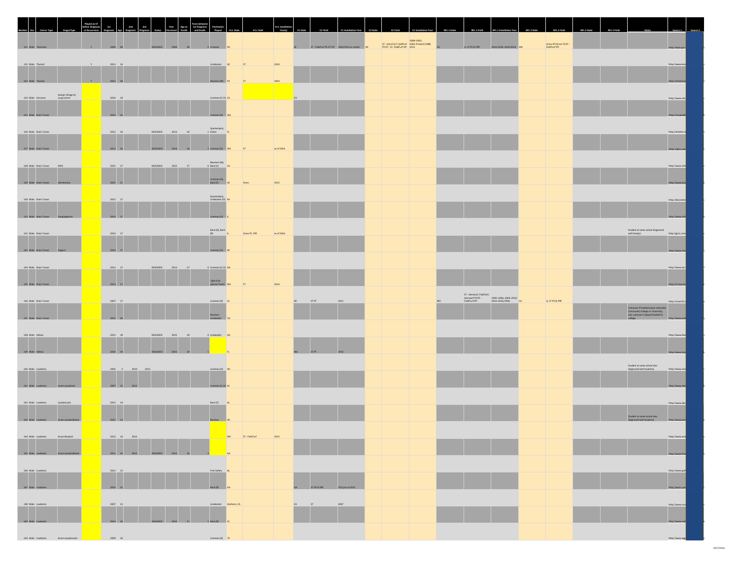| Number | Sex | Cancer Type | Stage/Type | Played on ST before Diagnosis or Recurrence | 1st Diagnosis | Age | 2nd Diagnosis | 3rd Diagnosis | Status | Year Deceased | Age at Death | Years between 1st Diagnosis and Death | Position(s) Played | H.S. State | H.S. Field | H.S. Installation Year(s) | C1 State | C1 Field | C1 Installation Year | C2 State | C2 Field | C2 Installation Year | NFL 1 State | NFL 1 Field | NFL 1 Installation Year | NFL 2 State | NFL 2 Field | NFL 3 State | NFL 3 Field | Notes | Source 1 | Source 2 |
|---|---|---|---|---|---|---|---|---|---|---|---|---|---|---|---|---|---|---|---|---|---|---|---|---|---|---|---|---|---|---|---|---|
| 121 | Male | Testicular | | Y | 2000 | 38 | | | DECEASED | 2000 | 38 | 0 | Lineman | WI | | | IA | ST - FieldTurf PF/ST IPF | 2005/2013 or earlier | WI | ST - AstroTurf, FieldTurf PF/ST - ST, FieldTurf IPF | 1968–2002, 2003–Present/1988, 2013 | CA | G, ST PF/G PRF | 2016-2018, 2019/2016 | WA | Grass PF/Grass TC/ST - FieldTurf IPF | | | | http://espn.go.c | |
| 122 | Male | Thyroid | | Y | 2013 | 14 | | | | | | | Linebacker | AZ | ST | 2010 | | | | | | | | | | | | | | | http://www.kvo | |
| 123 | Male | Thyroid | | Y | 2015 | 18 | | | | | | | Receiver (W) | PA | ST | 2003 | | | | | | | | | | | | | | | http://citizensvo | |
| 124 | Male | Sarcoma | Ewing's (Stage 4), Lung cancer | | 2016 | 19 | | | | | | | Lineman (O, D) | CA | | | CA | | | | | | | | | | | | | | http://www.nbc | |
| 125 | Male | Brain Tumor | | | 2014 | 16 | | | | | | | Lineman (D) | WA | | | | | | | | | | | | | | | | | http://cougarathl | |
| 126 | Male | Brain Tumor | | | 2012 | 16 | | | DECEASED | 2013 | 16 | 1 | Quarterback, Kicker | FL | | | | | | | | | | | | | | | | | http://articles.or | |
| 127 | Male | Brain Tumor | | | 2012 | 16 | | | DECEASED | 2014 | 18 | 2 | Lineman (D) | WA | ST | as of 2014 | | | | | | | | | | | | | | | https://gma.yah | |
| 128 | Male | Brain Tumor | DIPG | | 2015 | 17 | | | DECEASED | 2015 | 17 | 0 | Receiver (W), Back (C) | CA | | | | | | | | | | | | | | | | | http://www.10n | |
| 129 | Male | Brain Tumor | Germinoma | | 2015 | 17 | | | | | | | Lineman (O), Back (F) | AZ | Grass | 2015 | | | | | | | | | | | | | | | http://www.kvo | |
| 130 | Male | Brain Tumor | | | 2015 | 17 | | | | | | | Quarterback, Linebacker (O) | PA | | | | | | | | | | | | | | | | | http://lancaster | |
| 131 | Male | Brain Tumor | Ganglioglioma | | 2013 | 17 | | | | | | | Lineman (D) | IL | | | | | | | | | | | | | | | | | http://www.cho | |
| 132 | Male | Brain Tumor | | | 2014 | 17 | | | | | | | Back (D), Back (R) | IL | Grass PF, PRF | as of 2016 | | | | | | | | | | | | | | Student at same school diagnosed with Ewing's | http://g-nc.com | |
| 133 | Male | Brain Tumor | Stage 4 | | 2014 | 17 | | | | | | | Lineman (D) | NC | | | | | | | | | | | | | | | | | http://www.cha | |
| 134 | Male | Brain Tumor | | | 2013 | 17 | | | DECEASED | 2013 | 17 | 0 | Lineman (O, D) | GA | | | | | | | | | | | | | | | | | http://www.ajc. | |
| 135 | Male | Brain Tumor | | | 2013 | 17 | | | | | | | Tight End, Special Teams | MA | ST | 2014 | | | | | | | | | | | | | | | http://m.tauntо | |
| 136 | Male | Brain Tumor | | | 2007 | 17 | | | | | | | Lineman (D) | SC | | | NC | ST PF | 2011 | | | | MO | ST - Astroturf, FieldTurf, Astroturf PF/ST - FieldTurf IPF | 1995–2004, 2005–2010, 2010–2015/1996 | CA | G, ST PF/G PRF | | | | http://cowert2.c | |
| 137 | Male | Brain Tumor | | | 2015 | 18 | | | | | | | Receiver, Linebacker | TN | | | | | | | | | | | | | | | | Unknown if football player attended Community College or University; also unknown if played football in college. | http://www.pub | |
| 138 | Male | Kidney | | | 2015 | 18 | | | DECEASED | 2015 | 18 | 0 | Linebacker | GA | | | | | | | | | | | | | | | | | http://www.fox | |
| 139 | Male | Kidney | | | 2014 | 19 | | | DECEASED | 2015 | 20 | 1 | | FL | | | MA | ST PF | 2015 | | | | | | | | | | | | http://www.tcpa | |
| 140 | Male | Leukemia | | | 2002 | 3 | 2010 | 2013 | | | | | Lineman (O) | WI | | | | | | | | | | | | | | | | Student at same school also diagnosed with leukemia. | http://www.wis | |
| 141 | Male | Leukemia | Acute Lymphotic | | 2007 | 13 | 2012 | | | | | | Lineman (O, D) | NJ | | | | | | | | | | | | | | | | | http://www.sta | |
| 142 | Male | Leukemia | Lymphocytic | | 2015 | 14 | | | | | | | Back (F) | AL | | | | | | | | | | | | | | | | | http://www.dec | |
| 143 | Male | Leukemia | Acute Lymphoblastic | | 2015 | 14 | | | | | | | Receiver | WI | | | | | | | | | | | | | | | | Student at same school also diagnosed with leukemia. | http://www.jou | |
| 144 | Male | Leukemia | Acute Myeloid | | 2013 | 14 | 2013 | | | | | | | WV | ST - FieldTurf | 2015 | | | | | | | | | | | | | | | http://www.wsa | |
| 145 | Male | Leukemia | Acute Lymphoblastic | | 2011 | 14 | 2012 | | DECEASED | 2013 | 16 | 2 | | GA | | | | | | | | | | | | | | | | | http://www.fox | |
| 146 | Male | Leukemia | | | 2012 | 15 | | | | | | | Free Safety | AL | | | | | | | | | | | | | | | | | http://www.gulf | |
| 147 | Male | Leukemia | | | 2010 | 15 | | | | | | | Back (R) | GA | | | GA | ST PF/G PRF | 2011/as of 2015 | | | | | | | | | | | | http://www.con | |
| 148 | Male | Leukemia | | | 2007 | 15 | | | | | | | Linebacker | Anaheim, CA | | | CA | ST | 2007 | | | | | | | | | | | | http://www.con | |
| 149 | Male | Leukemia | | | 2014 | 16 | | | DECEASED | 2015 | 17 | 1 | Back (R) | SC | | | | | | | | | | | | | | | | | http://www.myf | |
| 150 | Male | Leukemia | Acute Lymphocytic | | 2009 | 16 | | | | | | | Lineman (D) | TX | | | | | | | | | | | | | | | | | http://www.app | |

10/7/2016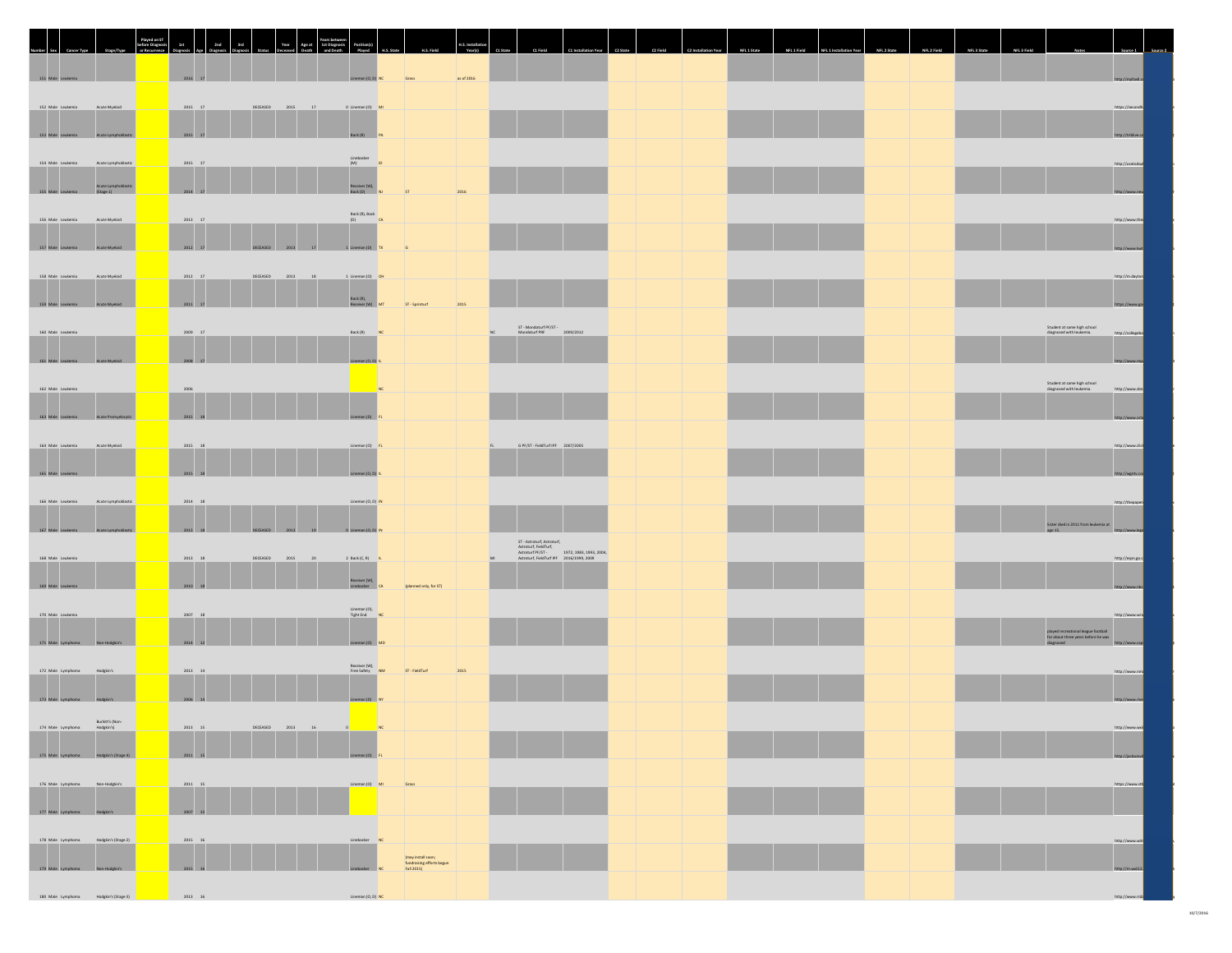| Number | Sex | Cancer Type | Stage/Type | Played on ST before Diagnosis or Recurrence | 1st Diagnosis | Age | 2nd Diagnosis | 3rd Diagnosis | Status | Year Deceased | Age at Death | Years between 1st Diagnosis and Death | Position(s) Played | H.S. State | H.S. Field | H.S. Installation Year(s) | C1 State | C1 Field | C1 Installation Year | C2 State | C2 Field | C2 Installation Year | NFL 1 State | NFL 1 Field | NFL 1 Installation Year | NFL 2 State | NFL 2 Field | NFL 3 State | NFL 3 Field | Notes | Source 1 | Source 2 |
|---|---|---|---|---|---|---|---|---|---|---|---|---|---|---|---|---|---|---|---|---|---|---|---|---|---|---|---|---|---|---|---|---|
| 151 | Male | Leukemia | | | 2016 | 17 | | | | | | | Lineman (O, D) | NC | Grass | as of 2016 | | | | | | | | | | | | | | | http://mpfodi.c | |
| 152 | Male | Leukemia | Acute Myeloid | | 2015 | 17 | | | DECEASED | 2015 | 17 | 0 | Lineman (O) | MI | | | | | | | | | | | | | | | | | https://secondh | |
| 153 | Male | Leukemia | Acute Lymphoblastic | | 2015 | 17 | | | | | | | Back (R) | PA | | | | | | | | | | | | | | | | | http://triblive.co | |
| 154 | Male | Leukemia | Acute Lymphoblastic | | 2015 | 17 | | | | | | | Linebacker (M) | ID | | | | | | | | | | | | | | | | | http://usatoday | |
| 155 | Male | Leukemia | Acute Lymphoblastic (Stage 1) | | 2014 | 17 | | | | | | | Receiver (W), Back (D) | NJ | ST | 2016 | | | | | | | | | | | | | | | http://www.new | |
| 156 | Male | Leukemia | Acute Myeloid | | 2013 | 17 | | | | | | | Back (R), Back (D) | CA | | | | | | | | | | | | | | | | | http://www.the | |
| 157 | Male | Leukemia | Acute Myeloid | | 2012 | 17 | | | DECEASED | 2013 | 17 | 1 | Lineman (D) | TX | G | | | | | | | | | | | | | | | | http://www.kvt | |
| 158 | Male | Leukemia | Acute Myeloid | | 2012 | 17 | | | DECEASED | 2013 | 18 | 1 | Lineman (O) | OH | | | | | | | | | | | | | | | | | http://m.dayton | |
| 159 | Male | Leukemia | Acute Myeloid | | 2011 | 17 | | | | | | | Back (R), Receiver (W) | MT | ST - Sprinturf | 2015 | | | | | | | | | | | | | | | https://www.go | |
| 160 | Male | Leukemia | | | 2009 | 17 | | | | | | | Back (R) | NC | | | NC | ST - Mondoturf PF/ST - Mondoturf PRF | 2009/2012 | | | | | | | | | | | Student at same high school diagnosed with leukemia. | http://collegeba | |
| 161 | Male | Leukemia | Acute Myeloid | | 2008 | 17 | | | | | | | Lineman (O, D) | IL | | | | | | | | | | | | | | | | | http://www.nw | |
| 162 | Male | Leukemia | | | 2006 | | | | | | | | | NC | | | | | | | | | | | | | | | | Student at same high school diagnosed with leukemia. | http://www.sta | |
| 163 | Male | Leukemia | Acute Promyelocytic | | 2015 | 18 | | | | | | | Lineman (D) | FL | | | | | | | | | | | | | | | | | http://www.ocla | |
| 164 | Male | Leukemia | Acute Myeloid | | 2015 | 18 | | | | | | | Lineman (O) | FL | | | FL | G PF/ST - FieldTurf PF | 2007/2005 | | | | | | | | | | | | http://www.click | |
| 165 | Male | Leukemia | | | 2015 | 18 | | | | | | | Lineman (O, D) | IL | | | | | | | | | | | | | | | | | http://wgntv.co | |
| 166 | Male | Leukemia | Acute Lymphoblastic | | 2014 | 18 | | | | | | | Lineman (O, D) | IN | | | | | | | | | | | | | | | | | http://thepaper | |
| 167 | Male | Leukemia | Acute Lymphoblastic | | 2013 | 18 | | | DECEASED | 2013 | 19 | 0 | Lineman (O, D) | IN | | | | | | | | | | | | | | | | Sister died in 2011 from leukemia at age 15. | http://www.leg | |
| 168 | Male | Leukemia | | | 2013 | 18 | | | DECEASED | 2015 | 20 | 2 | Back (C, R) | IL | | | MI | ST - Astroturf, Astroturf, Astroturf, FieldTurf, AstroturfPF/ST - Astroturf, FieldTurf PF | 1972, 1983, 1993, 2004, 2016/1999, 2008 | | | | | | | | | | | | http://espn.go.c | |
| 169 | Male | Leukemia | | | 2010 | 18 | | | | | | | Receiver (W), Linebacker | CA | (planned only, for ST) | | | | | | | | | | | | | | | | http://www.nbc | |
| 170 | Male | Leukemia | | | 2007 | 18 | | | | | | | Lineman (O), Tight End | NC | | | | | | | | | | | | | | | | | http://www.wta | |
| 171 | Male | Lymphoma | Non-Hodgkin's | | 2014 | 12 | | | | | | | Lineman (O) | MD | | | | | | | | | | | | | | | | played recreational league football for about three years before he was diagnosed | http://www.csp | |
| 172 | Male | Lymphoma | Hodgkin's | | 2013 | 14 | | | | | | | Receiver (W), Free Safety | NM | ST - FieldTurf | 2015 | | | | | | | | | | | | | | | http://www.nm | |
| 173 | Male | Lymphoma | Hodgkin's | | 2006 | 14 | | | | | | | Lineman (D) | NY | | | | | | | | | | | | | | | | | http://www.rive | |
| 174 | Male | Lymphoma | Burkitt's (Non-Hodgkin's) | | 2013 | 15 | | | DECEASED | 2013 | 16 | 0 | | NC | | | | | | | | | | | | | | | | | http://www.wsb | |
| 175 | Male | Lymphoma | Hodgkin's (Stage 4) | | 2011 | 15 | | | | | | | Lineman (O) | FL | | | | | | | | | | | | | | | | | http://jackson | |
| 176 | Male | Lymphoma | Non-Hodgkin's | | 2011 | 15 | | | | | | | Lineman (O) | MI | Grass | | | | | | | | | | | | | | | | https://www.ott | |
| 177 | Male | Lymphoma | Hodgkin's | | 2007 | 15 | | | | | | | | | | | | | | | | | | | | | | | | | | |
| 178 | Male | Lymphoma | Hodgkin's (Stage 2) | | 2015 | 16 | | | | | | | Linebacker | NC | | | | | | | | | | | | | | | | | http://www.wit | |
| 179 | Male | Lymphoma | Non-Hodgkin's | | 2015 | 16 | | | | | | | Linebacker | NC | (may install soon; fundraising efforts begun Fall 2015) | | | | | | | | | | | | | | | | http://m.wsl12 | |
| 180 | Male | Lymphoma | Hodgkin's (Stage 3) | | 2013 | 16 | | | | | | | Lineman (O, D) | NC | | | | | | | | | | | | | | | | | http://www.ntd | |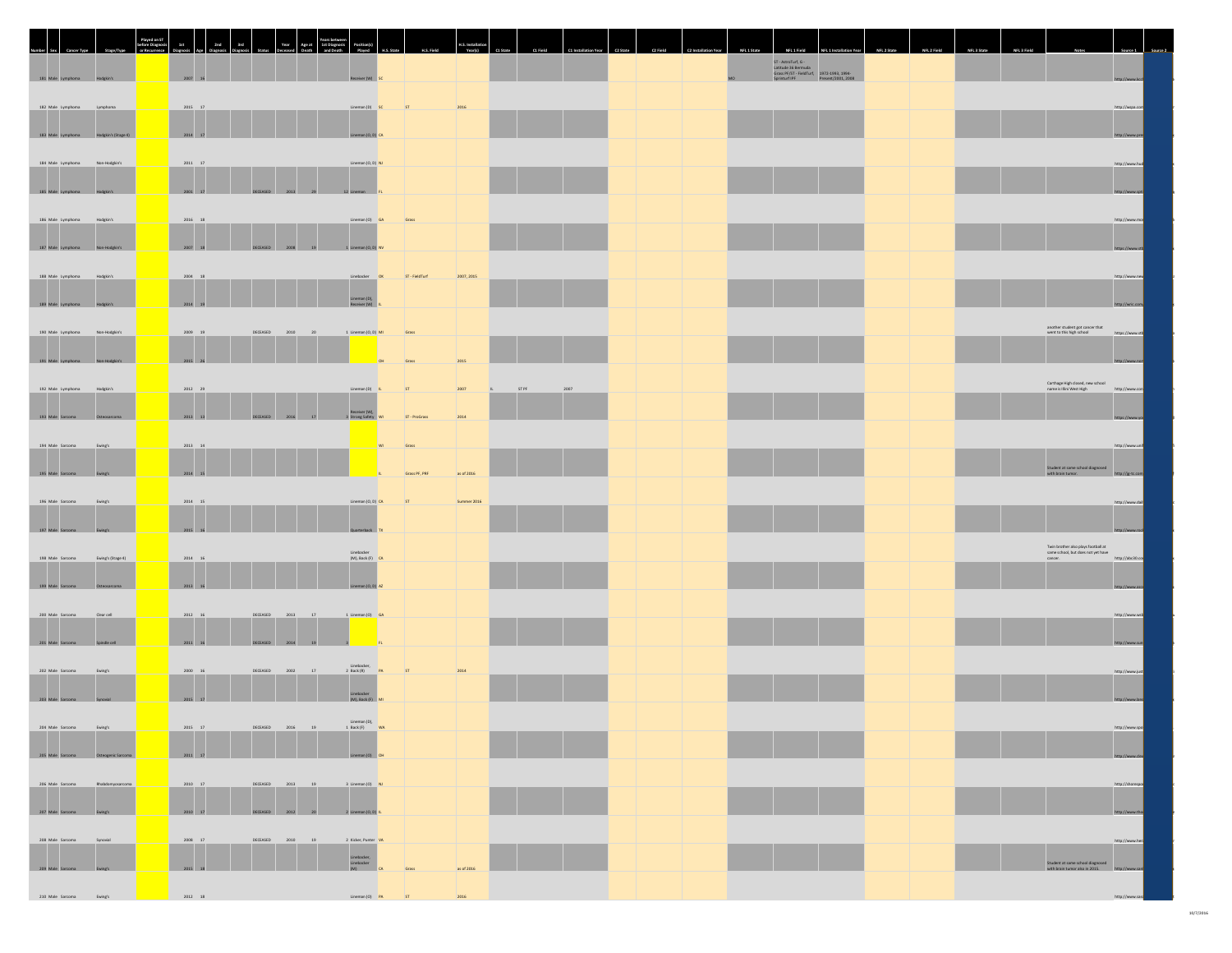| Number | Sex | Cancer Type | Stage/Type | Played on ST before Diagnosis or Recurrence | 1st Diagnosis | Age | 2nd Diagnosis | 3rd Diagnosis | Status | Year Deceased | Age at Death | Years between 1st Diagnosis and Death | Position(s) Played | H.S. State | H.S. Field | H.S. Installation Year(s) | C1 State | C1 Field | C1 Installation Year | C2 State | C2 Field | C2 Installation Year | NFL 1 State | NFL 1 Field | NFL 1 Installation Year | NFL 2 State | NFL 2 Field | NFL 3 State | NFL 3 Field | Notes | Source 1 | Source 2 |
|---|---|---|---|---|---|---|---|---|---|---|---|---|---|---|---|---|---|---|---|---|---|---|---|---|---|---|---|---|---|---|---|---|
| 181 | Male | Lymphoma | Hodgkin's | | 2007 | 16 | | | | | | | Receiver (W) | SC | | | | | | | | | MO | ST - AstroTurf, G - Latitude 36 Bermuda Grass PF/ST - FieldTurf, SprinturfPF | 1972-1993, 1994-Present/2001, 2008 | | | | | | http://www.kc | |
| 182 | Male | Lymphoma | Lymphoma | | 2015 | 17 | | | | | | | Lineman (D) | SC | ST | 2016 | | | | | | | | | | | | | | | http://wqoa.com | |
| 183 | Male | Lymphoma | Hodgkin's (Stage 4) | | 2014 | 17 | | | | | | | Lineman (O, D) | CA | | | | | | | | | | | | | | | | | http://www.pre | |
| 184 | Male | Lymphoma | Non-Hodgkin's | | 2011 | 17 | | | | | | | Lineman (O, D) | NJ | | | | | | | | | | | | | | | | | http://www.hud | |
| 185 | Male | Lymphoma | Hodgkin's | | 2001 | 17 | | | DECEASED | 2013 | 29 | 12 | Lineman | FL | | | | | | | | | | | | | | | | | http://www.spt | |
| 186 | Male | Lymphoma | Hodgkin's | | 2016 | 18 | | | | | | | Lineman (O) | GA | Grass | | | | | | | | | | | | | | | | http://www.mo | |
| 187 | Male | Lymphoma | Non-Hodgkin's | | 2007 | 18 | | | DECEASED | 2008 | 19 | 1 | Lineman (O, D) | NV | | | | | | | | | | | | | | | | | https://www.sb | |
| 188 | Male | Lymphoma | Hodgkin's | | 2004 | 18 | | | | | | | Linebacker | OK | ST - FieldTurf | 2007, 2015 | | | | | | | | | | | | | | | http://www.new | |
| 189 | Male | Lymphoma | Hodgkin's | | 2014 | 19 | | | | | | | Lineman (D), Receiver (W) | IL | | | | | | | | | | | | | | | | | http://wric.com | |
| 190 | Male | Lymphoma | Non-Hodgkin's | | 2009 | 19 | | | DECEASED | 2010 | 20 | 1 | Lineman (O, D) | MI | Grass | | | | | | | | | | | | | | | another student got cancer that went to this high school | https://www.ott | |
| 191 | Male | Lymphoma | Non-Hodgkin's | | 2015 | 26 | | | | | | | | OH | Grass | 2015 | | | | | | | | | | | | | | | http://www.nor | |
| 192 | Male | Lymphoma | Hodgkin's | | 2012 | 29 | | | | | | | Lineman (D) | IL | ST | 2007 | IL | ST PF | 2007 | | | | | | | | | | | Carthage High closed, new school name is Illini West High | http://www.con | |
| 193 | Male | Sarcoma | Osteosarcoma | | 2013 | 13 | | | DECEASED | 2016 | 17 | 3 | Receiver (W), Strong Safety | WI | ST - ProGrass | 2014 | | | | | | | | | | | | | | | https://www.go | |
| 194 | Male | Sarcoma | Ewing's | | 2013 | 14 | | | | | | | | WI | Grass | | | | | | | | | | | | | | | | http://www.unf | |
| 195 | Male | Sarcoma | Ewing's | | 2014 | 15 | | | | | | | | IL | Grass PF, PRF | as of 2016 | | | | | | | | | | | | | | Student at same school diagnosed with brain tumor. | http://gj-tc.com | |
| 196 | Male | Sarcoma | Ewing's | | 2014 | 15 | | | | | | | Lineman (O, D) | CA | ST | Summer 2016 | | | | | | | | | | | | | | | http://www.dai | |
| 197 | Male | Sarcoma | Ewing's | | 2015 | 16 | | | | | | | Quarterback | TX | | | | | | | | | | | | | | | | | http://www.cor | |
| 198 | Male | Sarcoma | Ewing's (Stage 4) | | 2014 | 16 | | | | | | | Linebacker (M), Back (F) | CA | | | | | | | | | | | | | | | | Twin brother also plays football at same school, but does not yet have cancer. | http://abc30.co | |
| 199 | Male | Sarcoma | Osteosarcoma | | 2013 | 16 | | | | | | | Lineman (O, D) | AZ | | | | | | | | | | | | | | | | | http://www.azc | |
| 200 | Male | Sarcoma | Clear cell | | 2012 | 16 | | | DECEASED | 2013 | 17 | 1 | Lineman (O) | GA | | | | | | | | | | | | | | | | | http://www.wsb | |
| 201 | Male | Sarcoma | Spindle cell | | 2011 | 16 | | | DECEASED | 2014 | 19 | 3 | | FL | | | | | | | | | | | | | | | | | http://www.sun | |
| 202 | Male | Sarcoma | Ewing's | | 2000 | 16 | | | DECEASED | 2002 | 17 | 2 | Linebacker, Back (R) | PA | ST | 2014 | | | | | | | | | | | | | | | http://www.just | |
| 203 | Male | Sarcoma | Synovial | | 2015 | 17 | | | | | | | Linebacker (M), Back (F) | MI | | | | | | | | | | | | | | | | | http://www.bor | |
| 204 | Male | Sarcoma | Ewing's | | 2015 | 17 | | | DECEASED | 2016 | 19 | 1 | Lineman (O), Back (F) | WA | | | | | | | | | | | | | | | | | http://www.spo | |
| 205 | Male | Sarcoma | Osteogenic Sarcoma | | 2011 | 17 | | | | | | | Lineman (O) | OH | | | | | | | | | | | | | | | | | http://www.clev | |
| 206 | Male | Sarcoma | Rhabdomyosarcoma | | 2010 | 17 | | | DECEASED | 2013 | 19 | 3 | Lineman (O) | NJ | | | | | | | | | | | | | | | | | http://shorepo | |
| 207 | Male | Sarcoma | Ewing's | | 2010 | 17 | | | DECEASED | 2012 | 20 | 2 | Lineman (O, D) | IL | | | | | | | | | | | | | | | | | http://www.tho | |
| 208 | Male | Sarcoma | Synovial | | 2008 | 17 | | | DECEASED | 2010 | 19 | 2 | Kicker, Punter | VA | | | | | | | | | | | | | | | | | http://www.her | |
| 209 | Male | Sarcoma | Ewing's | | 2015 | 18 | | | | | | | Linebacker, Linebacker (M) | CA | Grass | as of 2016 | | | | | | | | | | | | | | Student at same school diagnosed with brain tumor also in 2015 | http://www.ocr | |
| 210 | Male | Sarcoma | Ewing's | | 2012 | 18 | | | | | | | Lineman (O) | PA | ST | 2016 | | | | | | | | | | | | | | | http://www.sas | |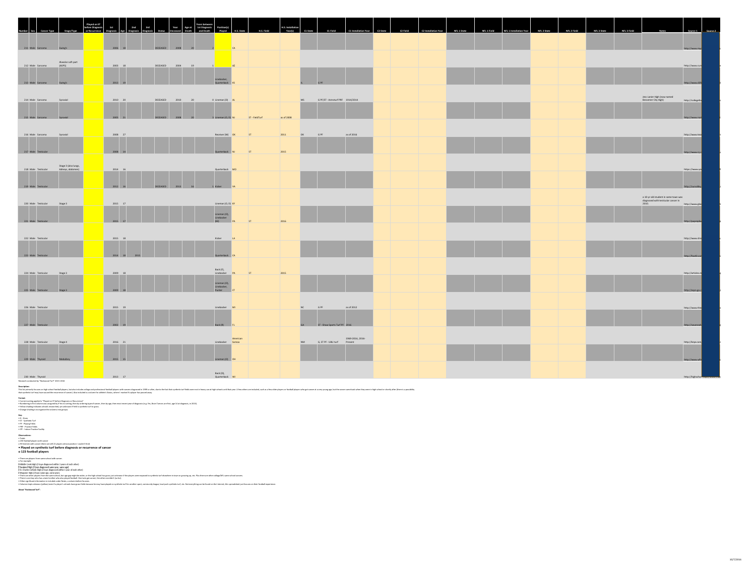| Number | Sex | Cancer Type | Stage/Type | Played on ST before Diagnosis or Recurrence | 1st Diagnosis | Age | 2nd Diagnosis | 3rd Diagnosis | Status | Year Deceased | Age at Death | Years between 1st Diagnosis and Death | Position(s) Played | H.S. State | H.S. Field | H.S. Installation Year(s) | C1 State | C1 Field | C1 Installation Year | C2 State | C2 Field | C2 Installation Year | NFL 1 State | NFL 1 Field | NFL 1 Installation Year | NFL 2 State | NFL 2 Field | NFL 3 State | NFL 3 Field | Notes | Source 1 | Source 2 |
|---|---|---|---|---|---|---|---|---|---|---|---|---|---|---|---|---|---|---|---|---|---|---|---|---|---|---|---|---|---|---|---|---|
| 211 | Male | Sarcoma | Ewing's | | 2006 | 18 | | | DECEASED | 2008 | 20 | 2 | | CA | | | | | | | | | | | | | | | | | http://www.ma | |
| 212 | Male | Sarcoma | Alveolar soft part (ASPS) | | 2003 | 18 | | | DECEASED | 2004 | 19 | 1 | | AZ | | | | | | | | | | | | | | | | | http://www.cu | |
| 213 | Male | Sarcoma | Ewing's | | 2013 | 19 | | | | | | | Linebacker, Quarterback | KS | | | IL | G PF | | | | | | | | | | | | | http://www.d | |
| 214 | Male | Sarcoma | Synovial | | 2010 | 20 | | | DECEASED | 2010 | 20 | 0 | Lineman (D) | AL | | | MS | G PF/ST - Astroturf PRF | 1914/2014 | | | | | | | | | | | Jess Lanier High (now named Bessemer City High) | http://collegefo | |
| 215 | Male | Sarcoma | Synovial | | 2005 | 21 | | | DECEASED | 2008 | 24 | 3 | Lineman (O, D) | NJ | ST - FieldTurf | as of 2008 | | | | | | | | | | | | | | | http://www.nor | |
| 216 | Male | Sarcoma | Synovial | | 2008 | 27 | | | | | | | Receiver (W) | OK | ST | 2011 | OK | G PF | as of 2016 | | | | | | | | | | | | http://www.teo | |
| 217 | Male | Testicular | | | 2008 | 14 | | | | | | | Quarterback | NJ | ST | 2015 | | | | | | | | | | | | | | | http://www.nj.c | |
| 218 | Male | Testicular | Stage II (also lungs, kidneys, abdomen) | | 2014 | 16 | | | | | | | Quarterback | MO | | | | | | | | | | | | | | | | | https://www.sto | |
| 219 | Male | Testicular | | | 2012 | 16 | | | DECEASED | 2013 | 16 | 1 | Kicker | VA | | | | | | | | | | | | | | | | | http://sunvalley | |
| 220 | Male | Testicular | Stage 3 | | 2015 | 17 | | | | | | | Lineman (O, D) | KY | | | | | | | | | | | | | | | | a 10-yr-old student in same town was diagnosed with testicular cancer in 2010. | http://www.glas | |
| 221 | Male | Testicular | | | 2015 | 17 | | | | | | | Lineman (O), Linebacker (M) | PA | ST | 2016 | | | | | | | | | | | | | | | http://papreps | |
| 222 | Male | Testicular | | | 2015 | 18 | | | | | | | Kicker | LA | | | | | | | | | | | | | | | | | http://www.shre | |
| 223 | Male | Testicular | | | 2014 | 18 | 2015 | | | | | | Quarterback | CA | | | | | | | | | | | | | | | | | http://football.co | |
| 224 | Male | Testicular | Stage 3 | | 2009 | 18 | | | | | | | Back (F), Linebacker | PA | ST | 2015 | | | | | | | | | | | | | | | http://articles.m | |
| 225 | Male | Testicular | Stage 3 | | 2009 | 18 | | | | | | | Lineman (O), Linebacker, Punter | CT | | | | | | | | | | | | | | | | | http://espn.go.c | |
| 226 | Male | Testicular | | | 2015 | 19 | | | | | | | Linebacker | MI | | | NC | G PF | as of 2012 | | | | | | | | | | | | http://www.the | |
| 227 | Male | Testicular | | | 2002 | 19 | | | | | | | Back (R) | FL | | | GA | ST - Shaw Sports Turf PF | 2016 | | | | | | | | | | | | http://savannah | |
| 228 | Male | Testicular | Stage 4 | | 2016 | 21 | | | | | | | Linebacker | American Samoa | | | NM | G, ST PF - UBU turf | 1969-2016, 2016-Present | | | | | | | | | | | | http://kiqe.com | |
| 229 | Male | Thyroid | Medullary | | 2015 | 15 | | | | | | | Lineman (O) | OH | | | | | | | | | | | | | | | | | http://www.whi | |
| 230 | Male | Thyroid | | | 2013 | 17 | | | | | | | Back (D), Quarterback | WI | | | | | | | | | | | | | | | | | http://highschool | |

Research conducted by "Rockwood Turf" 2015-2016

**Description:**
This list primarily focuses on high school football players, but also includes college and professional football players with cancers diagnosed in 1999 or after, due to the fact that synthetic turf fields were not in heavy use at high schools until that year. A few others are included, such as a few older players or football players who got cancer at a very young age, but the cancer came back when they were in high school or shortly after (there is a possibility that synthetic turf may have caused the recurrence of cancer). Also included is a column for athlete's Status, where I marked if a player has passed away.

**Format:**
- Current sorting applied is "Played on ST before Diagnosis or Recurrence"
- Numbering in first column was assigned by if Yes to sorting, then by ordering type of cancer, then by age, then most recent year of diagnosis (e.g. Yes, Brain Tumors are first, age 14 at diagnosis, in 2015).
- Yellow shading indicates schools researched, yet unknown if field is synthetic turf or grass.
- Orange shading is to organize the columns into groups.

**Key:**
- G - Grass
- ST - Synthetic Turf
- PF - Playing Fields
- PRF - Practice Fields
- IPF - Indoor Practice Facility

**Observations:**
- Totals
  - 230 football players with cancer
  - 43 linemen with cancer (there are still 22 players whose position I couldn't find)
- **Played on synthetic turf before diagnosis or recurrence of cancer**
  - **123 football players**

- There are players from same school with cancer:
  - For example:
    - Middle Creek High (2 boys diagnosed within 3 years of each other)
    - Seaaland High (2 boys diagnosed same year, same age)
    - St. Charles Catholic High (2 boys diagnosed within 1 year of each other)
    - Wapsie Valley High (2 boys same age, same year).
- There are other players from the same school, but age gap might be wider, or the high school has grass but unknown if the players were exposed to synthetic turf elsewhere in town or growing up, etc. Plus there are other college/NFL same school cancers.
- There is one boy who has a twin brother who also played football. One twin got cancer; the other one didn't (so far).
- Other significant information is included under Notes, a column before Sources.
- Columns kept unknown (yellow) even if a player's schools have grass fields because he may have played on synthetic turf for another sport, community league, local park synthetic turf, etc. Not everything can be found on the internet; this spreadsheet just focuses on their football experience.

**About "Rockwood Turf":**